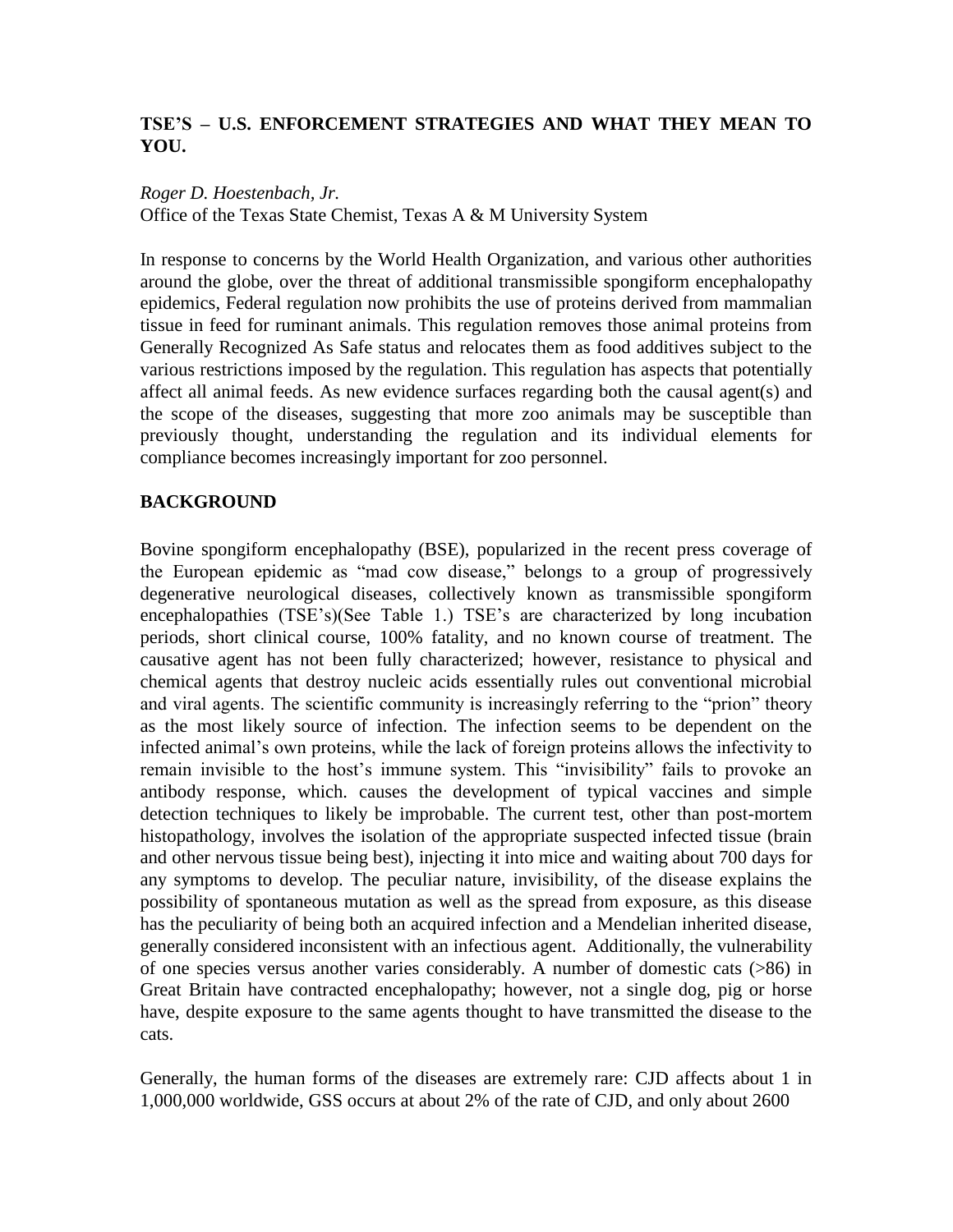**TSE'S – U.S. ENFORCEMENT STRATEGIES AND WHAT THEY MEAN TO YOU.**

*Roger D. Hoestenbach, Jr.*
Office of the Texas State Chemist, Texas A & M University System

In response to concerns by the World Health Organization, and various other authorities around the globe, over the threat of additional transmissible spongiform encephalopathy epidemics, Federal regulation now prohibits the use of proteins derived from mammalian tissue in feed for ruminant animals. This regulation removes those animal proteins from Generally Recognized As Safe status and relocates them as food additives subject to the various restrictions imposed by the regulation. This regulation has aspects that potentially affect all animal feeds. As new evidence surfaces regarding both the causal agent(s) and the scope of the diseases, suggesting that more zoo animals may be susceptible than previously thought, understanding the regulation and its individual elements for compliance becomes increasingly important for zoo personnel.

## BACKGROUND

Bovine spongiform encephalopathy (BSE), popularized in the recent press coverage of the European epidemic as "mad cow disease," belongs to a group of progressively degenerative neurological diseases, collectively known as transmissible spongiform encephalopathies (TSE's)(See Table 1.) TSE's are characterized by long incubation periods, short clinical course, 100% fatality, and no known course of treatment. The causative agent has not been fully characterized; however, resistance to physical and chemical agents that destroy nucleic acids essentially rules out conventional microbial and viral agents. The scientific community is increasingly referring to the "prion" theory as the most likely source of infection. The infection seems to be dependent on the infected animal's own proteins, while the lack of foreign proteins allows the infectivity to remain invisible to the host's immune system. This "invisibility" fails to provoke an antibody response, which. causes the development of typical vaccines and simple detection techniques to likely be improbable. The current test, other than post-mortem histopathology, involves the isolation of the appropriate suspected infected tissue (brain and other nervous tissue being best), injecting it into mice and waiting about 700 days for any symptoms to develop. The peculiar nature, invisibility, of the disease explains the possibility of spontaneous mutation as well as the spread from exposure, as this disease has the peculiarity of being both an acquired infection and a Mendelian inherited disease, generally considered inconsistent with an infectious agent. Additionally, the vulnerability of one species versus another varies considerably. A number of domestic cats (>86) in Great Britain have contracted encephalopathy; however, not a single dog, pig or horse have, despite exposure to the same agents thought to have transmitted the disease to the cats.

Generally, the human forms of the diseases are extremely rare: CJD affects about 1 in 1,000,000 worldwide, GSS occurs at about 2% of the rate of CJD, and only about 2600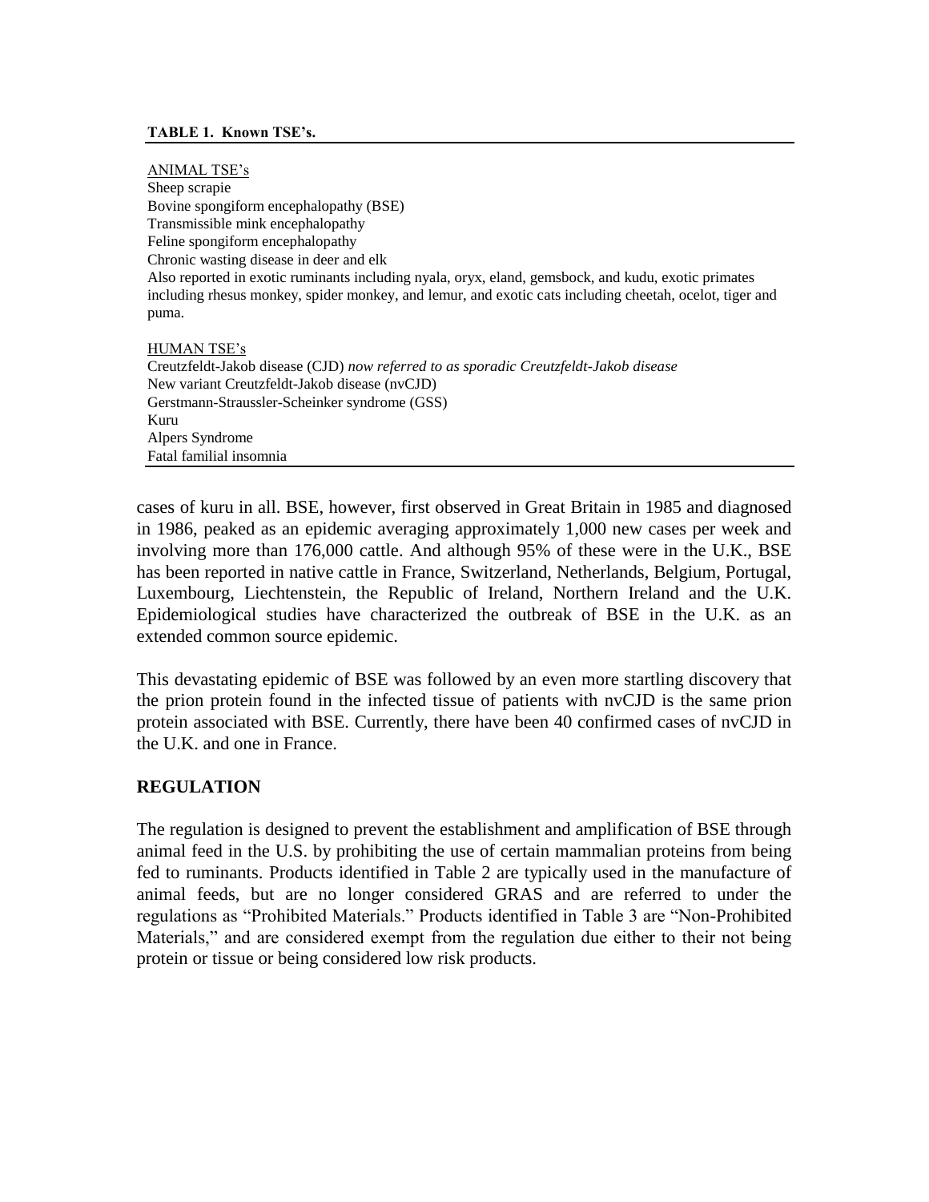**TABLE 1. Known TSE's.**

<u>ANIMAL TSE's</u>
Sheep scrapie
Bovine spongiform encephalopathy (BSE)
Transmissible mink encephalopathy
Feline spongiform encephalopathy
Chronic wasting disease in deer and elk
Also reported in exotic ruminants including nyala, oryx, eland, gemsbock, and kudu, exotic primates including rhesus monkey, spider monkey, and lemur, and exotic cats including cheetah, ocelot, tiger and puma.

<u>HUMAN TSE's</u>
Creutzfeldt-Jakob disease (CJD) *now referred to as sporadic Creutzfeldt-Jakob disease*
New variant Creutzfeldt-Jakob disease (nvCJD)
Gerstmann-Straussler-Scheinker syndrome (GSS)
Kuru
Alpers Syndrome
Fatal familial insomnia

cases of kuru in all. BSE, however, first observed in Great Britain in 1985 and diagnosed in 1986, peaked as an epidemic averaging approximately 1,000 new cases per week and involving more than 176,000 cattle. And although 95% of these were in the U.K., BSE has been reported in native cattle in France, Switzerland, Netherlands, Belgium, Portugal, Luxembourg, Liechtenstein, the Republic of Ireland, Northern Ireland and the U.K. Epidemiological studies have characterized the outbreak of BSE in the U.K. as an extended common source epidemic.

This devastating epidemic of BSE was followed by an even more startling discovery that the prion protein found in the infected tissue of patients with nvCJD is the same prion protein associated with BSE. Currently, there have been 40 confirmed cases of nvCJD in the U.K. and one in France.

## REGULATION

The regulation is designed to prevent the establishment and amplification of BSE through animal feed in the U.S. by prohibiting the use of certain mammalian proteins from being fed to ruminants. Products identified in Table 2 are typically used in the manufacture of animal feeds, but are no longer considered GRAS and are referred to under the regulations as "Prohibited Materials." Products identified in Table 3 are "Non-Prohibited Materials," and are considered exempt from the regulation due either to their not being protein or tissue or being considered low risk products.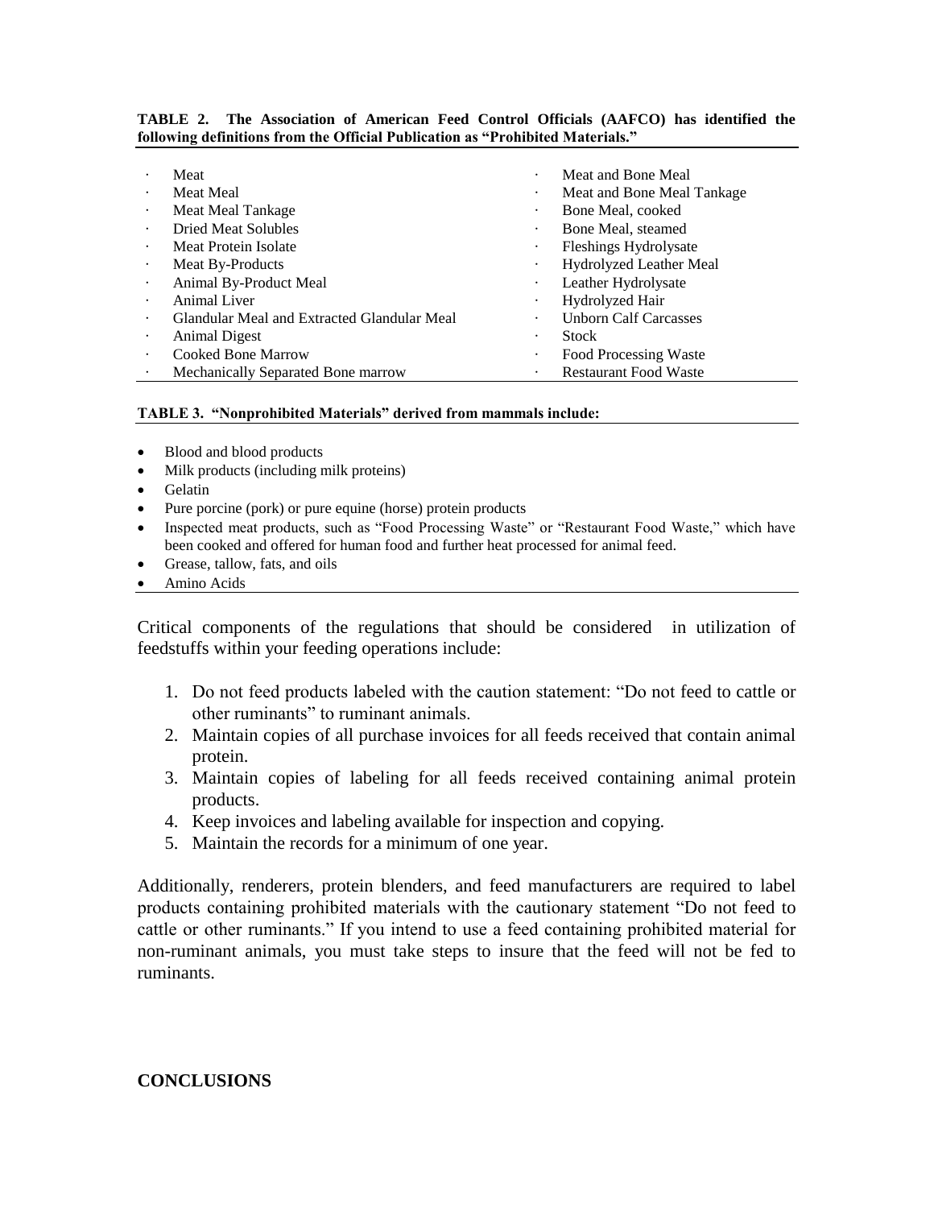**TABLE 2. The Association of American Feed Control Officials (AAFCO) has identified the following definitions from the Official Publication as "Prohibited Materials."**

| | |
|---|---|
| · Meat | · Meat and Bone Meal |
| · Meat Meal | · Meat and Bone Meal Tankage |
| · Meat Meal Tankage | · Bone Meal, cooked |
| · Dried Meat Solubles | · Bone Meal, steamed |
| · Meat Protein Isolate | · Fleshings Hydrolysate |
| · Meat By-Products | · Hydrolyzed Leather Meal |
| · Animal By-Product Meal | · Leather Hydrolysate |
| · Animal Liver | · Hydrolyzed Hair |
| · Glandular Meal and Extracted Glandular Meal | · Unborn Calf Carcasses |
| · Animal Digest | · Stock |
| · Cooked Bone Marrow | · Food Processing Waste |
| · Mechanically Separated Bone marrow | · Restaurant Food Waste |

**TABLE 3. "Nonprohibited Materials" derived from mammals include:**

- Blood and blood products
- Milk products (including milk proteins)
- Gelatin
- Pure porcine (pork) or pure equine (horse) protein products
- Inspected meat products, such as "Food Processing Waste" or "Restaurant Food Waste," which have been cooked and offered for human food and further heat processed for animal feed.
- Grease, tallow, fats, and oils
- Amino Acids

Critical components of the regulations that should be considered in utilization of feedstuffs within your feeding operations include:

1. Do not feed products labeled with the caution statement: "Do not feed to cattle or other ruminants" to ruminant animals.
2. Maintain copies of all purchase invoices for all feeds received that contain animal protein.
3. Maintain copies of labeling for all feeds received containing animal protein products.
4. Keep invoices and labeling available for inspection and copying.
5. Maintain the records for a minimum of one year.

Additionally, renderers, protein blenders, and feed manufacturers are required to label products containing prohibited materials with the cautionary statement "Do not feed to cattle or other ruminants." If you intend to use a feed containing prohibited material for non-ruminant animals, you must take steps to insure that the feed will not be fed to ruminants.

## CONCLUSIONS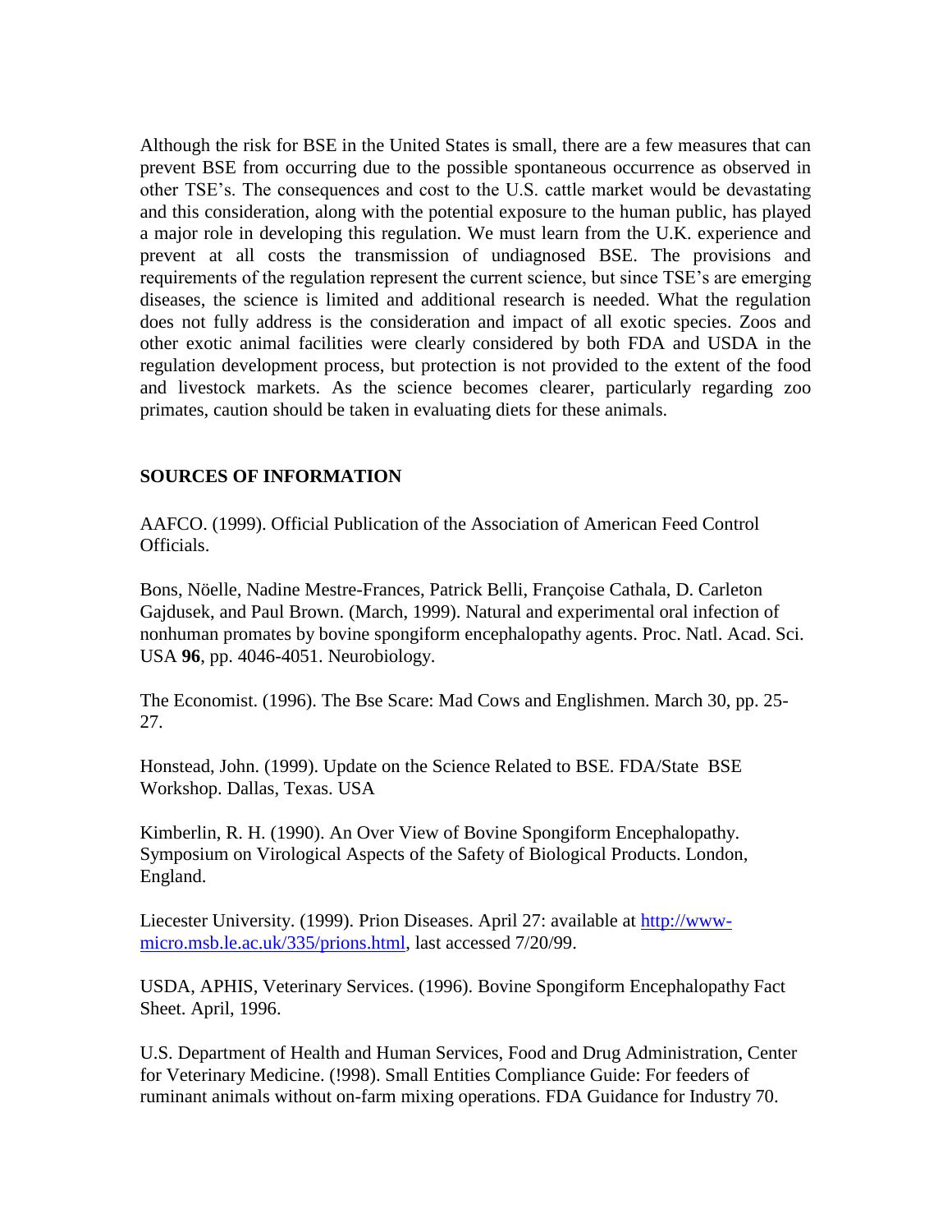Although the risk for BSE in the United States is small, there are a few measures that can prevent BSE from occurring due to the possible spontaneous occurrence as observed in other TSE's. The consequences and cost to the U.S. cattle market would be devastating and this consideration, along with the potential exposure to the human public, has played a major role in developing this regulation. We must learn from the U.K. experience and prevent at all costs the transmission of undiagnosed BSE. The provisions and requirements of the regulation represent the current science, but since TSE's are emerging diseases, the science is limited and additional research is needed. What the regulation does not fully address is the consideration and impact of all exotic species. Zoos and other exotic animal facilities were clearly considered by both FDA and USDA in the regulation development process, but protection is not provided to the extent of the food and livestock markets. As the science becomes clearer, particularly regarding zoo primates, caution should be taken in evaluating diets for these animals.

## SOURCES OF INFORMATION

AAFCO. (1999). Official Publication of the Association of American Feed Control Officials.

Bons, Nöelle, Nadine Mestre-Frances, Patrick Belli, Françoise Cathala, D. Carleton Gajdusek, and Paul Brown. (March, 1999). Natural and experimental oral infection of nonhuman promates by bovine spongiform encephalopathy agents. Proc. Natl. Acad. Sci. USA **96**, pp. 4046-4051. Neurobiology.

The Economist. (1996). The Bse Scare: Mad Cows and Englishmen. March 30, pp. 25-27.

Honstead, John. (1999). Update on the Science Related to BSE. FDA/State BSE Workshop. Dallas, Texas. USA

Kimberlin, R. H. (1990). An Over View of Bovine Spongiform Encephalopathy. Symposium on Virological Aspects of the Safety of Biological Products. London, England.

Liecester University. (1999). Prion Diseases. April 27: available at http://www-micro.msb.le.ac.uk/335/prions.html, last accessed 7/20/99.

USDA, APHIS, Veterinary Services. (1996). Bovine Spongiform Encephalopathy Fact Sheet. April, 1996.

U.S. Department of Health and Human Services, Food and Drug Administration, Center for Veterinary Medicine. (!998). Small Entities Compliance Guide: For feeders of ruminant animals without on-farm mixing operations. FDA Guidance for Industry 70.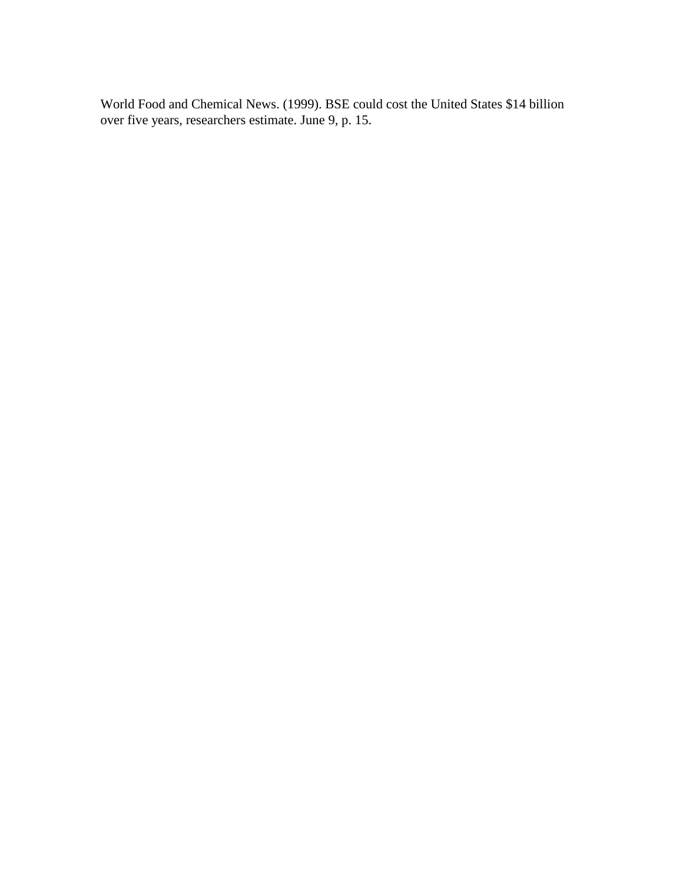World Food and Chemical News. (1999). BSE could cost the United States $14 billion over five years, researchers estimate. June 9, p. 15.